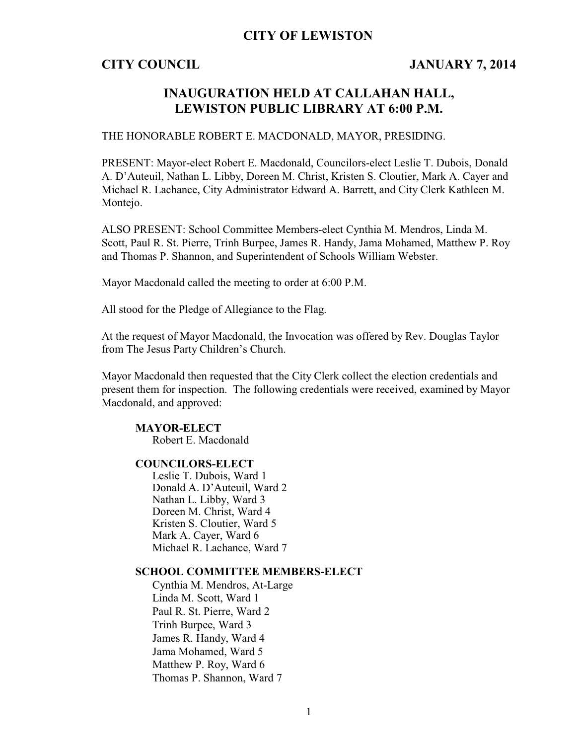# CITY OF LEWISTON

**CITY COUNCIL JANUARY 7, 2014**

## INAUGURATION HELD AT CALLAHAN HALL, LEWISTON PUBLIC LIBRARY AT 6:00 P.M.

THE HONORABLE ROBERT E. MACDONALD, MAYOR, PRESIDING.

PRESENT: Mayor-elect Robert E. Macdonald, Councilors-elect Leslie T. Dubois, Donald A. D'Auteuil, Nathan L. Libby, Doreen M. Christ, Kristen S. Cloutier, Mark A. Cayer and Michael R. Lachance, City Administrator Edward A. Barrett, and City Clerk Kathleen M. Montejo.

ALSO PRESENT: School Committee Members-elect Cynthia M. Mendros, Linda M. Scott, Paul R. St. Pierre, Trinh Burpee, James R. Handy, Jama Mohamed, Matthew P. Roy and Thomas P. Shannon, and Superintendent of Schools William Webster.

Mayor Macdonald called the meeting to order at 6:00 P.M.

All stood for the Pledge of Allegiance to the Flag.

At the request of Mayor Macdonald, the Invocation was offered by Rev. Douglas Taylor from The Jesus Party Children's Church.

Mayor Macdonald then requested that the City Clerk collect the election credentials and present them for inspection. The following credentials were received, examined by Mayor Macdonald, and approved:

**MAYOR-ELECT**
Robert E. Macdonald

**COUNCILORS-ELECT**
Leslie T. Dubois, Ward 1
Donald A. D'Auteuil, Ward 2
Nathan L. Libby, Ward 3
Doreen M. Christ, Ward 4
Kristen S. Cloutier, Ward 5
Mark A. Cayer, Ward 6
Michael R. Lachance, Ward 7

**SCHOOL COMMITTEE MEMBERS-ELECT**
Cynthia M. Mendros, At-Large
Linda M. Scott, Ward 1
Paul R. St. Pierre, Ward 2
Trinh Burpee, Ward 3
James R. Handy, Ward 4
Jama Mohamed, Ward 5
Matthew P. Roy, Ward 6
Thomas P. Shannon, Ward 7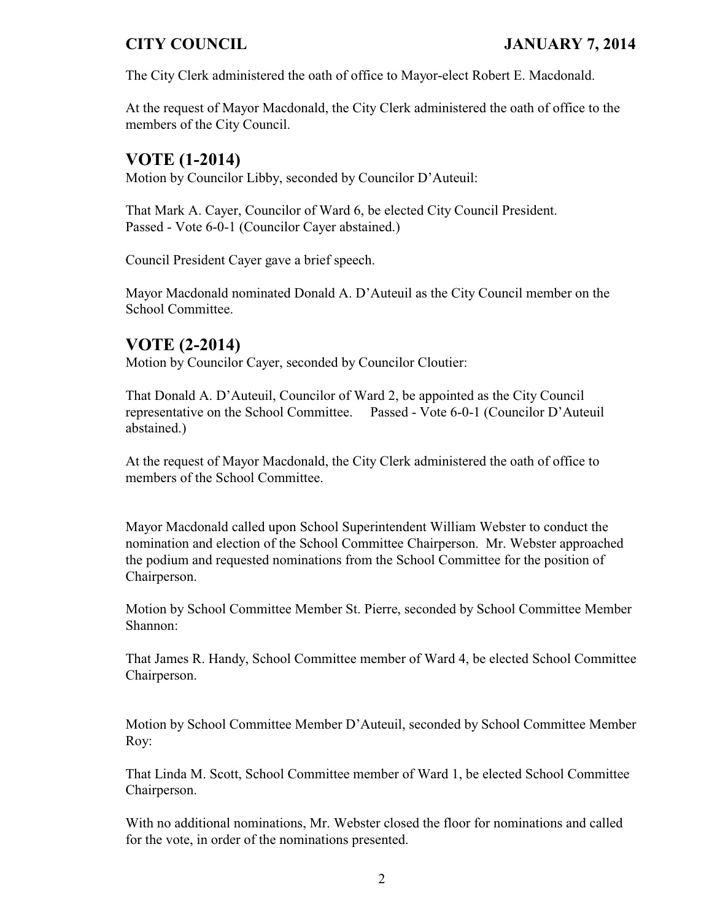The City Clerk administered the oath of office to Mayor-elect Robert E. Macdonald.

At the request of Mayor Macdonald, the City Clerk administered the oath of office to the members of the City Council.

## VOTE (1-2014)

Motion by Councilor Libby, seconded by Councilor D'Auteuil:

That Mark A. Cayer, Councilor of Ward 6, be elected City Council President.
Passed - Vote 6-0-1 (Councilor Cayer abstained.)

Council President Cayer gave a brief speech.

Mayor Macdonald nominated Donald A. D'Auteuil as the City Council member on the School Committee.

## VOTE (2-2014)

Motion by Councilor Cayer, seconded by Councilor Cloutier:

That Donald A. D'Auteuil, Councilor of Ward 2, be appointed as the City Council representative on the School Committee. Passed - Vote 6-0-1 (Councilor D'Auteuil abstained.)

At the request of Mayor Macdonald, the City Clerk administered the oath of office to members of the School Committee.

Mayor Macdonald called upon School Superintendent William Webster to conduct the nomination and election of the School Committee Chairperson. Mr. Webster approached the podium and requested nominations from the School Committee for the position of Chairperson.

Motion by School Committee Member St. Pierre, seconded by School Committee Member Shannon:

That James R. Handy, School Committee member of Ward 4, be elected School Committee Chairperson.

Motion by School Committee Member D'Auteuil, seconded by School Committee Member Roy:

That Linda M. Scott, School Committee member of Ward 1, be elected School Committee Chairperson.

With no additional nominations, Mr. Webster closed the floor for nominations and called for the vote, in order of the nominations presented.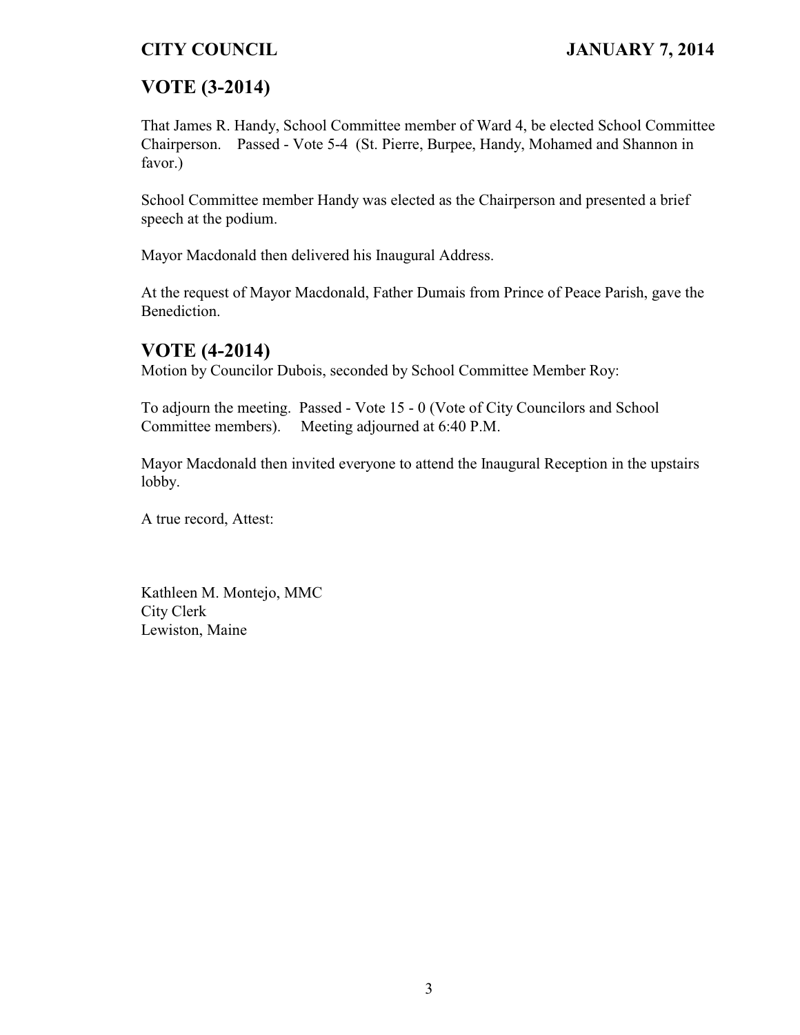## VOTE (3-2014)

That James R. Handy, School Committee member of Ward 4, be elected School Committee Chairperson. Passed - Vote 5-4 (St. Pierre, Burpee, Handy, Mohamed and Shannon in favor.)

School Committee member Handy was elected as the Chairperson and presented a brief speech at the podium.

Mayor Macdonald then delivered his Inaugural Address.

At the request of Mayor Macdonald, Father Dumais from Prince of Peace Parish, gave the Benediction.

## VOTE (4-2014)

Motion by Councilor Dubois, seconded by School Committee Member Roy:

To adjourn the meeting. Passed - Vote 15 - 0 (Vote of City Councilors and School Committee members). Meeting adjourned at 6:40 P.M.

Mayor Macdonald then invited everyone to attend the Inaugural Reception in the upstairs lobby.

A true record, Attest:

Kathleen M. Montejo, MMC
City Clerk
Lewiston, Maine